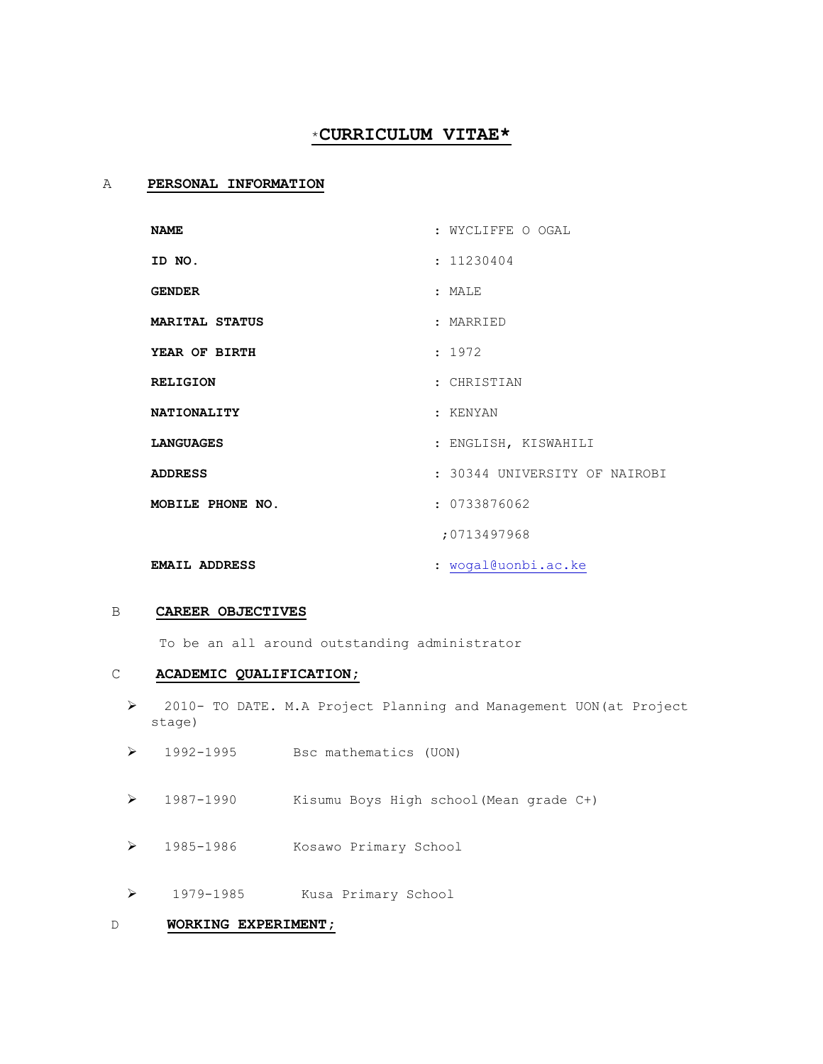# *CURRICULUM VITAE*

## A PERSONAL INFORMATION

| | |
|---|---|
| **NAME** | : WYCLIFFE O OGAL |
| **ID NO.** | : 11230404 |
| **GENDER** | : MALE |
| **MARITAL STATUS** | : MARRIED |
| **YEAR OF BIRTH** | : 1972 |
| **RELIGION** | : CHRISTIAN |
| **NATIONALITY** | : KENYAN |
| **LANGUAGES** | : ENGLISH, KISWAHILI |
| **ADDRESS** | : 30344 UNIVERSITY OF NAIROBI |
| **MOBILE PHONE NO.** | : 0733876062 |
| | ;0713497968 |
| **EMAIL ADDRESS** | : wogal@uonbi.ac.ke |

## B CAREER OBJECTIVES

To be an all around outstanding administrator

## C ACADEMIC QUALIFICATION;

- 2010- TO DATE. M.A Project Planning and Management UON(at Project stage)
- 1992-1995 Bsc mathematics (UON)
- 1987-1990 Kisumu Boys High school(Mean grade C+)
- 1985-1986 Kosawo Primary School
- 1979-1985 Kusa Primary School

## D WORKING EXPERIMENT;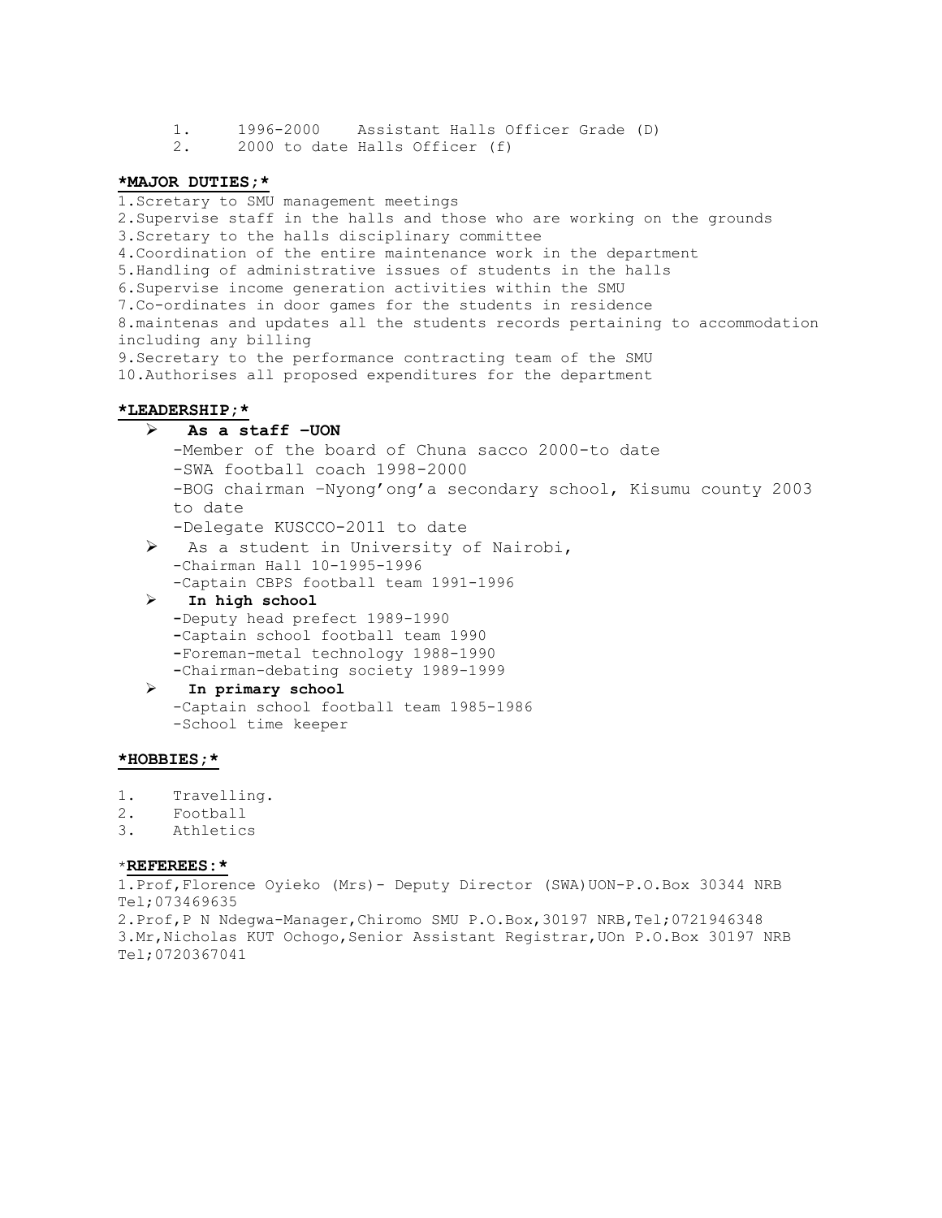1. 1996-2000 Assistant Halls Officer Grade (D)
2. 2000 to date Halls Officer (f)

**\*MAJOR DUTIES;\***

1.Scretary to SMU management meetings
2.Supervise staff in the halls and those who are working on the grounds
3.Scretary to the halls disciplinary committee
4.Coordination of the entire maintenance work in the department
5.Handling of administrative issues of students in the halls
6.Supervise income generation activities within the SMU
7.Co-ordinates in door games for the students in residence
8.maintenas and updates all the students records pertaining to accommodation including any billing
9.Secretary to the performance contracting team of the SMU
10.Authorises all proposed expenditures for the department

**\*LEADERSHIP;\***

- **As a staff –UON**
  - -Member of the board of Chuna sacco 2000-to date
  - -SWA football coach 1998-2000
  - -BOG chairman –Nyong'ong'a secondary school, Kisumu county 2003 to date
  - -Delegate KUSCCO-2011 to date
- As a student in University of Nairobi,
  - -Chairman Hall 10-1995-1996
  - -Captain CBPS football team 1991-1996
- **In high school**
  - -Deputy head prefect 1989-1990
  - -Captain school football team 1990
  - -Foreman-metal technology 1988-1990
  - -Chairman-debating society 1989-1999
- **In primary school**
  - -Captain school football team 1985-1986
  - -School time keeper

**\*HOBBIES;\***

1. Travelling.
2. Football
3. Athletics

\***REFEREES:\***

1.Prof,Florence Oyieko (Mrs)- Deputy Director (SWA)UON-P.O.Box 30344 NRB Tel;073469635
2.Prof,P N Ndegwa-Manager,Chiromo SMU P.O.Box,30197 NRB,Tel;0721946348
3.Mr,Nicholas KUT Ochogo,Senior Assistant Registrar,UOn P.O.Box 30197 NRB Tel;0720367041